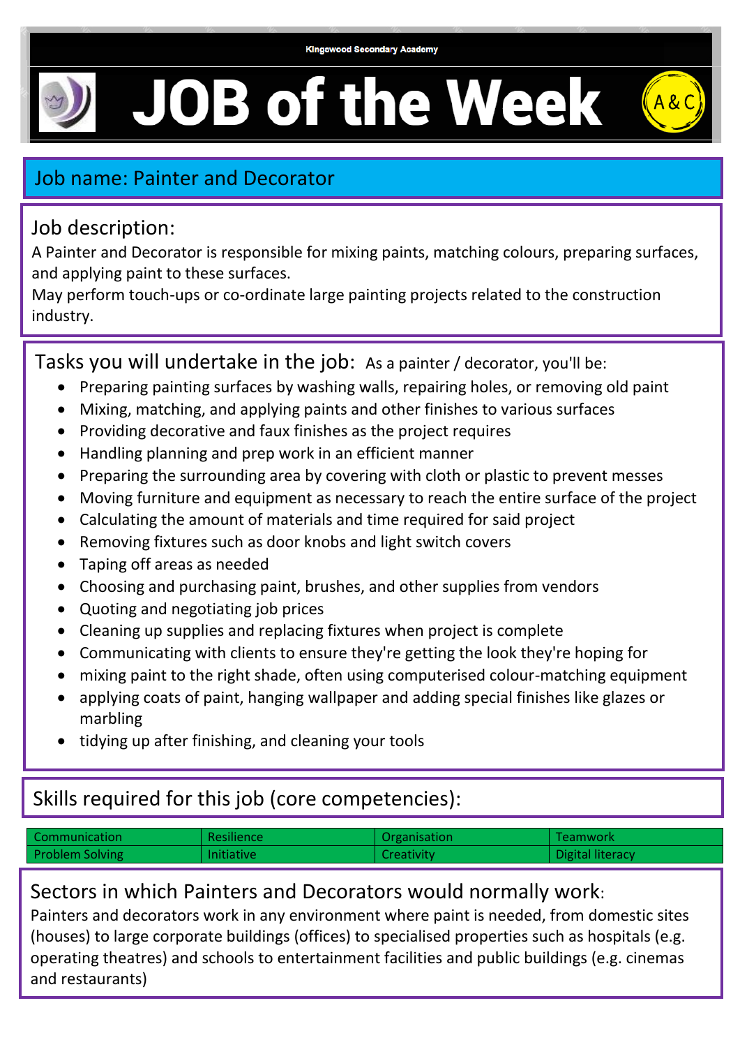Kingswood Secondary Academy

# JOB of the Week

A&C

## Job name: Painter and Decorator

## Job description:

A Painter and Decorator is responsible for mixing paints, matching colours, preparing surfaces, and applying paint to these surfaces.
May perform touch-ups or co-ordinate large painting projects related to the construction industry.

## Tasks you will undertake in the job:

As a painter / decorator, you'll be:

- Preparing painting surfaces by washing walls, repairing holes, or removing old paint
- Mixing, matching, and applying paints and other finishes to various surfaces
- Providing decorative and faux finishes as the project requires
- Handling planning and prep work in an efficient manner
- Preparing the surrounding area by covering with cloth or plastic to prevent messes
- Moving furniture and equipment as necessary to reach the entire surface of the project
- Calculating the amount of materials and time required for said project
- Removing fixtures such as door knobs and light switch covers
- Taping off areas as needed
- Choosing and purchasing paint, brushes, and other supplies from vendors
- Quoting and negotiating job prices
- Cleaning up supplies and replacing fixtures when project is complete
- Communicating with clients to ensure they're getting the look they're hoping for
- mixing paint to the right shade, often using computerised colour-matching equipment
- applying coats of paint, hanging wallpaper and adding special finishes like glazes or marbling
- tidying up after finishing, and cleaning your tools

## Skills required for this job (core competencies):

| Communication | Resilience | Organisation | Teamwork |
|---|---|---|---|
| Problem Solving | Initiative | Creativity | Digital literacy |

## Sectors in which Painters and Decorators would normally work:

Painters and decorators work in any environment where paint is needed, from domestic sites (houses) to large corporate buildings (offices) to specialised properties such as hospitals (e.g. operating theatres) and schools to entertainment facilities and public buildings (e.g. cinemas and restaurants)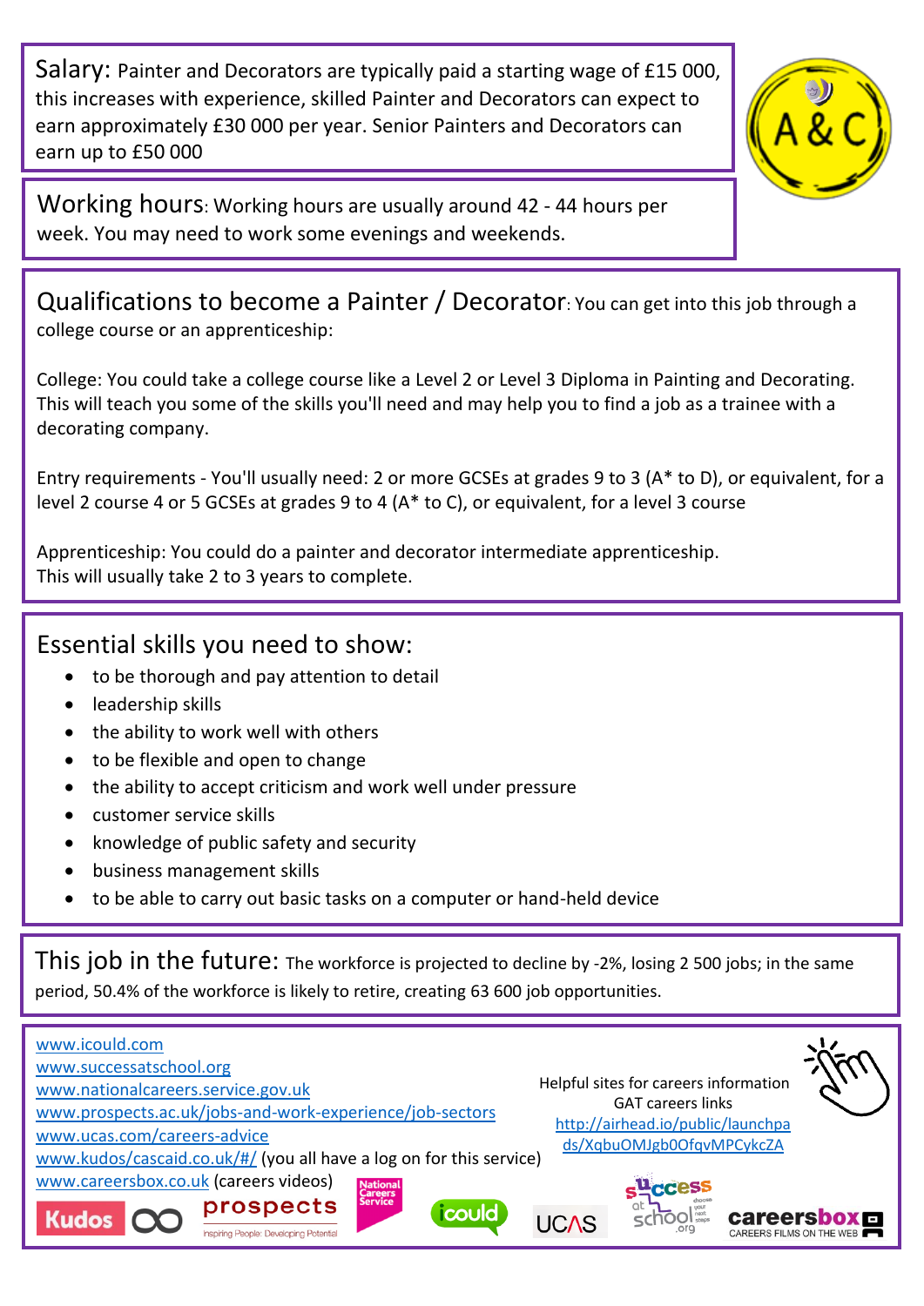**Salary:** Painter and Decorators are typically paid a starting wage of £15 000, this increases with experience, skilled Painter and Decorators can expect to earn approximately £30 000 per year. Senior Painters and Decorators can earn up to £50 000

**Working hours:** Working hours are usually around 42 - 44 hours per week. You may need to work some evenings and weekends.

## Qualifications to become a Painter / Decorator

You can get into this job through a college course or an apprenticeship:

College: You could take a college course like a Level 2 or Level 3 Diploma in Painting and Decorating. This will teach you some of the skills you'll need and may help you to find a job as a trainee with a decorating company.

Entry requirements - You'll usually need: 2 or more GCSEs at grades 9 to 3 (A* to D), or equivalent, for a level 2 course 4 or 5 GCSEs at grades 9 to 4 (A* to C), or equivalent, for a level 3 course

Apprenticeship: You could do a painter and decorator intermediate apprenticeship.
This will usually take 2 to 3 years to complete.

## Essential skills you need to show:

- to be thorough and pay attention to detail
- leadership skills
- the ability to work well with others
- to be flexible and open to change
- the ability to accept criticism and work well under pressure
- customer service skills
- knowledge of public safety and security
- business management skills
- to be able to carry out basic tasks on a computer or hand-held device

**This job in the future:** The workforce is projected to decline by -2%, losing 2 500 jobs; in the same period, 50.4% of the workforce is likely to retire, creating 63 600 job opportunities.

www.icould.com
www.successatschool.org
www.nationalcareers.service.gov.uk
www.prospects.ac.uk/jobs-and-work-experience/job-sectors
www.ucas.com/careers-advice
www.kudos/cascaid.co.uk/#/ (you all have a log on for this service)
www.careersbox.co.uk (careers videos)

Helpful sites for careers information
GAT careers links
http://airhead.io/public/launchpads/XqbuOMJgb0OfqvMPCykcZA